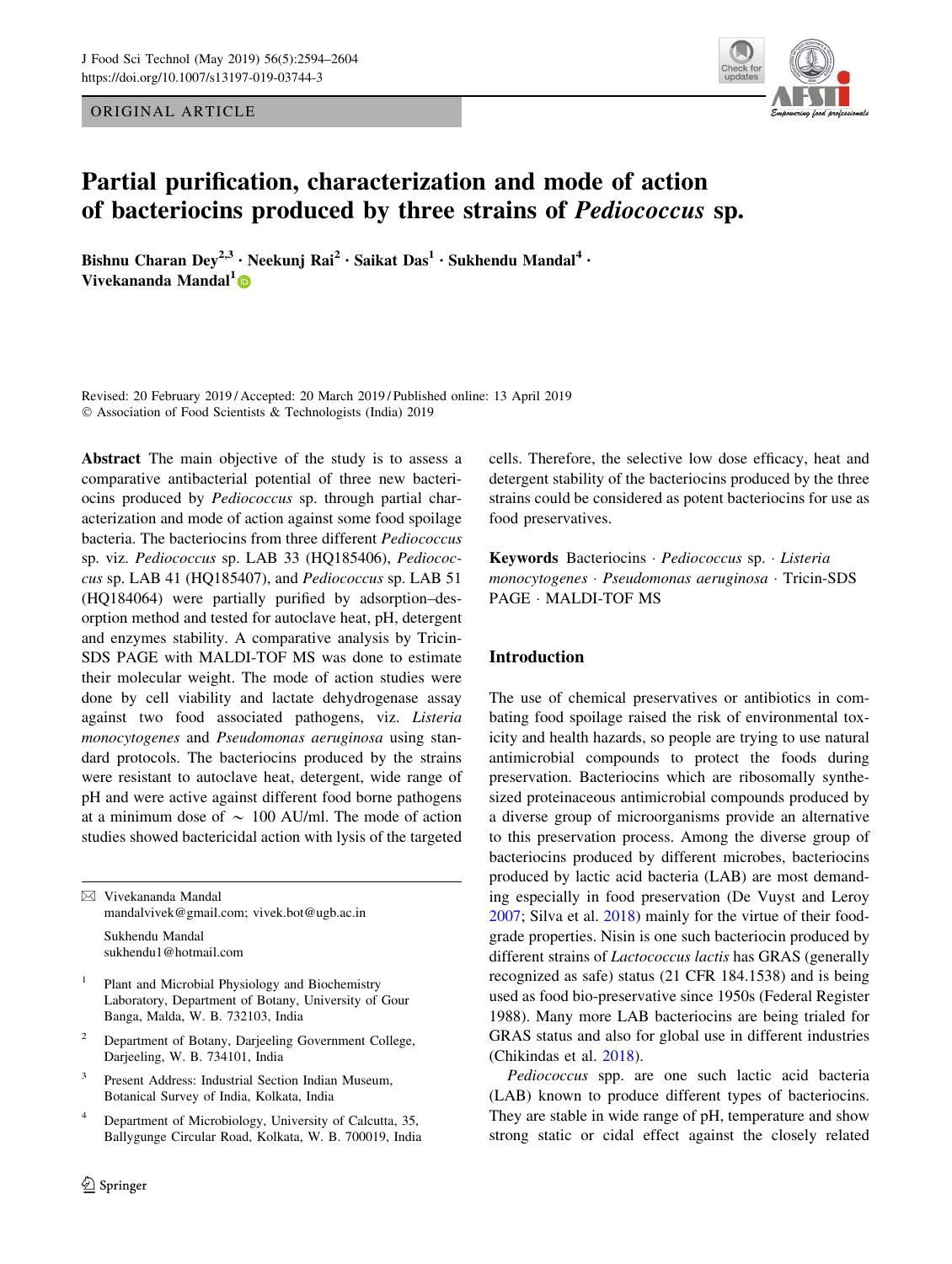ORIGINAL ARTICLE

# Partial purification, characterization and mode of action of bacteriocins produced by three strains of *Pediococcus* sp.

**Bishnu Charan Dey[2,3] · Neekunj Rai[2] · Saikat Das[1] · Sukhendu Mandal[4] · Vivekananda Mandal[1]**

Revised: 20 February 2019 / Accepted: 20 March 2019 / Published online: 13 April 2019
© Association of Food Scientists & Technologists (India) 2019

**Abstract** The main objective of the study is to assess a comparative antibacterial potential of three new bacteriocins produced by *Pediococcus* sp. through partial characterization and mode of action against some food spoilage bacteria. The bacteriocins from three different *Pediococcus* sp. viz. *Pediococcus* sp. LAB 33 (HQ185406), *Pediococcus* sp. LAB 41 (HQ185407), and *Pediococcus* sp. LAB 51 (HQ184064) were partially purified by adsorption–desorption method and tested for autoclave heat, pH, detergent and enzymes stability. A comparative analysis by Tricin-SDS PAGE with MALDI-TOF MS was done to estimate their molecular weight. The mode of action studies were done by cell viability and lactate dehydrogenase assay against two food associated pathogens, viz. *Listeria monocytogenes* and *Pseudomonas aeruginosa* using standard protocols. The bacteriocins produced by the strains were resistant to autoclave heat, detergent, wide range of pH and were active against different food borne pathogens at a minimum dose of ~ 100 AU/ml. The mode of action studies showed bactericidal action with lysis of the targeted cells. Therefore, the selective low dose efficacy, heat and detergent stability of the bacteriocins produced by the three strains could be considered as potent bacteriocins for use as food preservatives.

**Keywords** Bacteriocins · *Pediococcus* sp. · *Listeria monocytogenes* · *Pseudomonas aeruginosa* · Tricin-SDS PAGE · MALDI-TOF MS

✉ Vivekananda Mandal
mandalvivek@gmail.com; vivek.bot@ugb.ac.in

Sukhendu Mandal
sukhendu1@hotmail.com

[1] Plant and Microbial Physiology and Biochemistry Laboratory, Department of Botany, University of Gour Banga, Malda, W. B. 732103, India

[2] Department of Botany, Darjeeling Government College, Darjeeling, W. B. 734101, India

[3] Present Address: Industrial Section Indian Museum, Botanical Survey of India, Kolkata, India

[4] Department of Microbiology, University of Calcutta, 35, Ballygunge Circular Road, Kolkata, W. B. 700019, India

## Introduction

The use of chemical preservatives or antibiotics in combating food spoilage raised the risk of environmental toxicity and health hazards, so people are trying to use natural antimicrobial compounds to protect the foods during preservation. Bacteriocins which are ribosomally synthesized proteinaceous antimicrobial compounds produced by a diverse group of microorganisms provide an alternative to this preservation process. Among the diverse group of bacteriocins produced by different microbes, bacteriocins produced by lactic acid bacteria (LAB) are most demanding especially in food preservation (De Vuyst and Leroy 2007; Silva et al. 2018) mainly for the virtue of their food-grade properties. Nisin is one such bacteriocin produced by different strains of *Lactococcus lactis* has GRAS (generally recognized as safe) status (21 CFR 184.1538) and is being used as food bio-preservative since 1950s (Federal Register 1988). Many more LAB bacteriocins are being trialed for GRAS status and also for global use in different industries (Chikindas et al. 2018).

*Pediococcus* spp. are one such lactic acid bacteria (LAB) known to produce different types of bacteriocins. They are stable in wide range of pH, temperature and show strong static or cidal effect against the closely related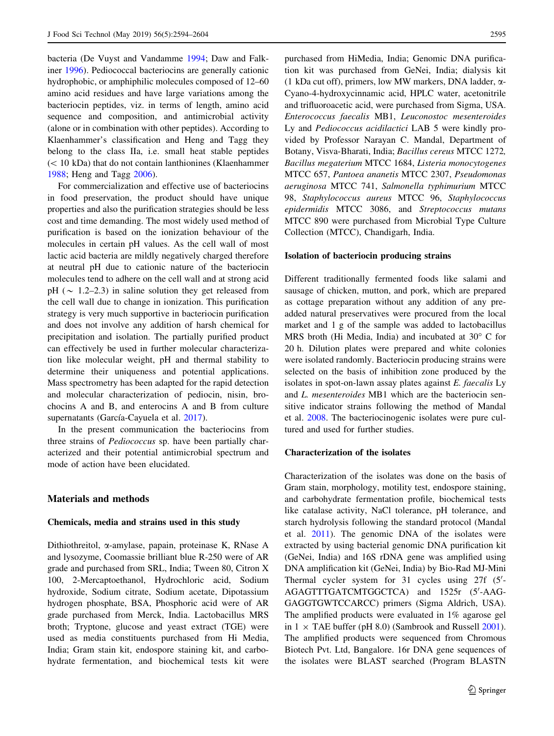bacteria (De Vuyst and Vandamme 1994; Daw and Falkiner 1996). Pediococcal bacteriocins are generally cationic hydrophobic, or amphiphilic molecules composed of 12–60 amino acid residues and have large variations among the bacteriocin peptides, viz. in terms of length, amino acid sequence and composition, and antimicrobial activity (alone or in combination with other peptides). According to Klaenhammer's classification and Heng and Tagg they belong to the class IIa, i.e. small heat stable peptides (< 10 kDa) that do not contain lanthionines (Klaenhammer 1988; Heng and Tagg 2006).

For commercialization and effective use of bacteriocins in food preservation, the product should have unique properties and also the purification strategies should be less cost and time demanding. The most widely used method of purification is based on the ionization behaviour of the molecules in certain pH values. As the cell wall of most lactic acid bacteria are mildly negatively charged therefore at neutral pH due to cationic nature of the bacteriocin molecules tend to adhere on the cell wall and at strong acid pH ($\sim$ 1.2–2.3) in saline solution they get released from the cell wall due to change in ionization. This purification strategy is very much supportive in bacteriocin purification and does not involve any addition of harsh chemical for precipitation and isolation. The partially purified product can effectively be used in further molecular characterization like molecular weight, pH and thermal stability to determine their uniqueness and potential applications. Mass spectrometry has been adapted for the rapid detection and molecular characterization of pediocin, nisin, brochocins A and B, and enterocins A and B from culture supernatants (García-Cayuela et al. 2017).

In the present communication the bacteriocins from three strains of *Pediococcus* sp. have been partially characterized and their potential antimicrobial spectrum and mode of action have been elucidated.

## Materials and methods

### Chemicals, media and strains used in this study

Dithiothreitol, α-amylase, papain, proteinase K, RNase A and lysozyme, Coomassie brilliant blue R-250 were of AR grade and purchased from SRL, India; Tween 80, Citron X 100, 2-Mercaptoethanol, Hydrochloric acid, Sodium hydroxide, Sodium citrate, Sodium acetate, Dipotassium hydrogen phosphate, BSA, Phosphoric acid were of AR grade purchased from Merck, India. Lactobacillus MRS broth; Tryptone, glucose and yeast extract (TGE) were used as media constituents purchased from Hi Media, India; Gram stain kit, endospore staining kit, and carbohydrate fermentation, and biochemical tests kit were purchased from HiMedia, India; Genomic DNA purification kit was purchased from GeNei, India; dialysis kit (1 kDa cut off), primers, low MW markers, DNA ladder, α-Cyano-4-hydroxycinnamic acid, HPLC water, acetonitrile and trifluoroacetic acid, were purchased from Sigma, USA. *Enterococcus faecalis* MB1, *Leuconostoc mesenteroides* Ly and *Pediococcus acidilactici* LAB 5 were kindly provided by Professor Narayan C. Mandal, Department of Botany, Visva-Bharati, India; *Bacillus cereus* MTCC 1272, *Bacillus megaterium* MTCC 1684, *Listeria monocytogenes* MTCC 657, *Pantoea ananetis* MTCC 2307, *Pseudomonas aeruginosa* MTCC 741, *Salmonella typhimurium* MTCC 98, *Staphylococcus aureus* MTCC 96, *Staphylococcus epidermidis* MTCC 3086, and *Streptococcus mutans* MTCC 890 were purchased from Microbial Type Culture Collection (MTCC), Chandigarh, India.

### Isolation of bacteriocin producing strains

Different traditionally fermented foods like salami and sausage of chicken, mutton, and pork, which are prepared as cottage preparation without any addition of any pre-added natural preservatives were procured from the local market and 1 g of the sample was added to lactobacillus MRS broth (Hi Media, India) and incubated at 30° C for 20 h. Dilution plates were prepared and white colonies were isolated randomly. Bacteriocin producing strains were selected on the basis of inhibition zone produced by the isolates in spot-on-lawn assay plates against *E. faecalis* Ly and *L. mesenteroides* MB1 which are the bacteriocin sensitive indicator strains following the method of Mandal et al. 2008. The bacteriocinogenic isolates were pure cultured and used for further studies.

### Characterization of the isolates

Characterization of the isolates was done on the basis of Gram stain, morphology, motility test, endospore staining, and carbohydrate fermentation profile, biochemical tests like catalase activity, NaCl tolerance, pH tolerance, and starch hydrolysis following the standard protocol (Mandal et al. 2011). The genomic DNA of the isolates were extracted by using bacterial genomic DNA purification kit (GeNei, India) and 16S rDNA gene was amplified using DNA amplification kit (GeNei, India) by Bio-Rad MJ-Mini Thermal cycler system for 31 cycles using 27f (5′-AGAGTTTGATCMTGGCTCA) and 1525r (5′-AAGGAGGTGWTCCARCC) primers (Sigma Aldrich, USA). The amplified products were evaluated in 1% agarose gel in 1 × TAE buffer (pH 8.0) (Sambrook and Russell 2001). The amplified products were sequenced from Chromous Biotech Pvt. Ltd, Bangalore. 16r DNA gene sequences of the isolates were BLAST searched (Program BLASTN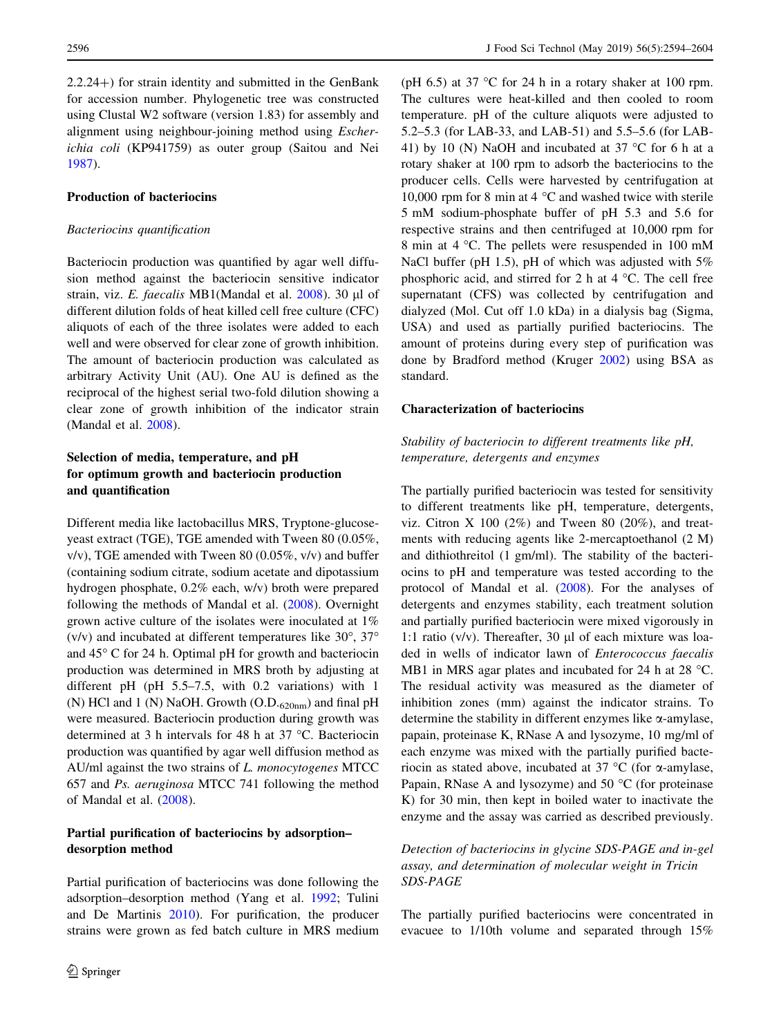2.2.24+) for strain identity and submitted in the GenBank for accession number. Phylogenetic tree was constructed using Clustal W2 software (version 1.83) for assembly and alignment using neighbour-joining method using *Escherichia coli* (KP941759) as outer group (Saitou and Nei 1987).

### Production of bacteriocins

#### *Bacteriocins quantification*

Bacteriocin production was quantified by agar well diffusion method against the bacteriocin sensitive indicator strain, viz. *E. faecalis* MB1(Mandal et al. 2008). 30 µl of different dilution folds of heat killed cell free culture (CFC) aliquots of each of the three isolates were added to each well and were observed for clear zone of growth inhibition. The amount of bacteriocin production was calculated as arbitrary Activity Unit (AU). One AU is defined as the reciprocal of the highest serial two-fold dilution showing a clear zone of growth inhibition of the indicator strain (Mandal et al. 2008).

### Selection of media, temperature, and pH for optimum growth and bacteriocin production and quantification

Different media like lactobacillus MRS, Tryptone-glucose-yeast extract (TGE), TGE amended with Tween 80 (0.05%, v/v), TGE amended with Tween 80 (0.05%, v/v) and buffer (containing sodium citrate, sodium acetate and dipotassium hydrogen phosphate, 0.2% each, w/v) broth were prepared following the methods of Mandal et al. (2008). Overnight grown active culture of the isolates were inoculated at 1% (v/v) and incubated at different temperatures like 30°, 37° and 45° C for 24 h. Optimal pH for growth and bacteriocin production was determined in MRS broth by adjusting at different pH (pH 5.5–7.5, with 0.2 variations) with 1 (N) HCl and 1 (N) NaOH. Growth ($O.D._{620nm}$) and final pH were measured. Bacteriocin production during growth was determined at 3 h intervals for 48 h at 37 °C. Bacteriocin production was quantified by agar well diffusion method as AU/ml against the two strains of *L. monocytogenes* MTCC 657 and *Ps. aeruginosa* MTCC 741 following the method of Mandal et al. (2008).

### Partial purification of bacteriocins by adsorption–desorption method

Partial purification of bacteriocins was done following the adsorption–desorption method (Yang et al. 1992; Tulini and De Martinis 2010). For purification, the producer strains were grown as fed batch culture in MRS medium (pH 6.5) at 37 °C for 24 h in a rotary shaker at 100 rpm. The cultures were heat-killed and then cooled to room temperature. pH of the culture aliquots were adjusted to 5.2–5.3 (for LAB-33, and LAB-51) and 5.5–5.6 (for LAB-41) by 10 (N) NaOH and incubated at 37 °C for 6 h at a rotary shaker at 100 rpm to adsorb the bacteriocins to the producer cells. Cells were harvested by centrifugation at 10,000 rpm for 8 min at 4 °C and washed twice with sterile 5 mM sodium-phosphate buffer of pH 5.3 and 5.6 for respective strains and then centrifuged at 10,000 rpm for 8 min at 4 °C. The pellets were resuspended in 100 mM NaCl buffer (pH 1.5), pH of which was adjusted with 5% phosphoric acid, and stirred for 2 h at 4 °C. The cell free supernatant (CFS) was collected by centrifugation and dialyzed (Mol. Cut off 1.0 kDa) in a dialysis bag (Sigma, USA) and used as partially purified bacteriocins. The amount of proteins during every step of purification was done by Bradford method (Kruger 2002) using BSA as standard.

### Characterization of bacteriocins

#### *Stability of bacteriocin to different treatments like pH, temperature, detergents and enzymes*

The partially purified bacteriocin was tested for sensitivity to different treatments like pH, temperature, detergents, viz. Citron X 100 (2%) and Tween 80 (20%), and treatments with reducing agents like 2-mercaptoethanol (2 M) and dithiothreitol (1 gm/ml). The stability of the bacteriocins to pH and temperature was tested according to the protocol of Mandal et al. (2008). For the analyses of detergents and enzymes stability, each treatment solution and partially purified bacteriocin were mixed vigorously in 1:1 ratio (v/v). Thereafter, 30 µl of each mixture was loaded in wells of indicator lawn of *Enterococcus faecalis* MB1 in MRS agar plates and incubated for 24 h at 28 °C. The residual activity was measured as the diameter of inhibition zones (mm) against the indicator strains. To determine the stability in different enzymes like α-amylase, papain, proteinase K, RNase A and lysozyme, 10 mg/ml of each enzyme was mixed with the partially purified bacteriocin as stated above, incubated at 37 °C (for α-amylase, Papain, RNase A and lysozyme) and 50 °C (for proteinase K) for 30 min, then kept in boiled water to inactivate the enzyme and the assay was carried as described previously.

#### *Detection of bacteriocins in glycine SDS-PAGE and in-gel assay, and determination of molecular weight in Tricin SDS-PAGE*

The partially purified bacteriocins were concentrated in evacuee to 1/10th volume and separated through 15%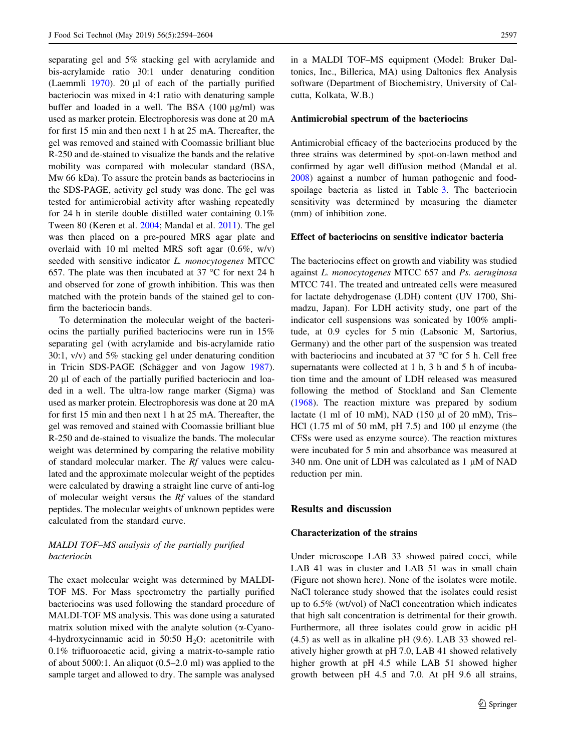separating gel and 5% stacking gel with acrylamide and bis-acrylamide ratio 30:1 under denaturing condition (Laemmli 1970). 20 µl of each of the partially purified bacteriocin was mixed in 4:1 ratio with denaturing sample buffer and loaded in a well. The BSA (100 µg/ml) was used as marker protein. Electrophoresis was done at 20 mA for first 15 min and then next 1 h at 25 mA. Thereafter, the gel was removed and stained with Coomassie brilliant blue R-250 and de-stained to visualize the bands and the relative mobility was compared with molecular standard (BSA, Mw 66 kDa). To assure the protein bands as bacteriocins in the SDS-PAGE, activity gel study was done. The gel was tested for antimicrobial activity after washing repeatedly for 24 h in sterile double distilled water containing 0.1% Tween 80 (Keren et al. 2004; Mandal et al. 2011). The gel was then placed on a pre-poured MRS agar plate and overlaid with 10 ml melted MRS soft agar (0.6%, w/v) seeded with sensitive indicator *L. monocytogenes* MTCC 657. The plate was then incubated at 37 °C for next 24 h and observed for zone of growth inhibition. This was then matched with the protein bands of the stained gel to confirm the bacteriocin bands.

To determination the molecular weight of the bacteriocins the partially purified bacteriocins were run in 15% separating gel (with acrylamide and bis-acrylamide ratio 30:1, v/v) and 5% stacking gel under denaturing condition in Tricin SDS-PAGE (Schägger and von Jagow 1987). 20 µl of each of the partially purified bacteriocin and loaded in a well. The ultra-low range marker (Sigma) was used as marker protein. Electrophoresis was done at 20 mA for first 15 min and then next 1 h at 25 mA. Thereafter, the gel was removed and stained with Coomassie brilliant blue R-250 and de-stained to visualize the bands. The molecular weight was determined by comparing the relative mobility of standard molecular marker. The *Rf* values were calculated and the approximate molecular weight of the peptides were calculated by drawing a straight line curve of anti-log of molecular weight versus the *Rf* values of the standard peptides. The molecular weights of unknown peptides were calculated from the standard curve.

### *MALDI TOF–MS analysis of the partially purified bacteriocin*

The exact molecular weight was determined by MALDI-TOF MS. For Mass spectrometry the partially purified bacteriocins was used following the standard procedure of MALDI-TOF MS analysis. This was done using a saturated matrix solution mixed with the analyte solution (α-Cyano-4-hydroxycinnamic acid in 50:50 $H_2O$: acetonitrile with 0.1% trifluoroacetic acid, giving a matrix-to-sample ratio of about 5000:1. An aliquot (0.5–2.0 ml) was applied to the sample target and allowed to dry. The sample was analysed in a MALDI TOF–MS equipment (Model: Bruker Daltonics, Inc., Billerica, MA) using Daltonics flex Analysis software (Department of Biochemistry, University of Calcutta, Kolkata, W.B.)

### Antimicrobial spectrum of the bacteriocins

Antimicrobial efficacy of the bacteriocins produced by the three strains was determined by spot-on-lawn method and confirmed by agar well diffusion method (Mandal et al. 2008) against a number of human pathogenic and food-spoilage bacteria as listed in Table 3. The bacteriocin sensitivity was determined by measuring the diameter (mm) of inhibition zone.

### Effect of bacteriocins on sensitive indicator bacteria

The bacteriocins effect on growth and viability was studied against *L. monocytogenes* MTCC 657 and *Ps. aeruginosa* MTCC 741. The treated and untreated cells were measured for lactate dehydrogenase (LDH) content (UV 1700, Shimadzu, Japan). For LDH activity study, one part of the indicator cell suspensions was sonicated by 100% amplitude, at 0.9 cycles for 5 min (Labsonic M, Sartorius, Germany) and the other part of the suspension was treated with bacteriocins and incubated at 37 °C for 5 h. Cell free supernatants were collected at 1 h, 3 h and 5 h of incubation time and the amount of LDH released was measured following the method of Stockland and San Clemente (1968). The reaction mixture was prepared by sodium lactate (1 ml of 10 mM), NAD (150 µl of 20 mM), Tris–HCl (1.75 ml of 50 mM, pH 7.5) and 100 µl enzyme (the CFSs were used as enzyme source). The reaction mixtures were incubated for 5 min and absorbance was measured at 340 nm. One unit of LDH was calculated as 1 µM of NAD reduction per min.

## Results and discussion

### Characterization of the strains

Under microscope LAB 33 showed paired cocci, while LAB 41 was in cluster and LAB 51 was in small chain (Figure not shown here). None of the isolates were motile. NaCl tolerance study showed that the isolates could resist up to 6.5% (wt/vol) of NaCl concentration which indicates that high salt concentration is detrimental for their growth. Furthermore, all three isolates could grow in acidic pH (4.5) as well as in alkaline pH (9.6). LAB 33 showed relatively higher growth at pH 7.0, LAB 41 showed relatively higher growth at pH 4.5 while LAB 51 showed higher growth between pH 4.5 and 7.0. At pH 9.6 all strains,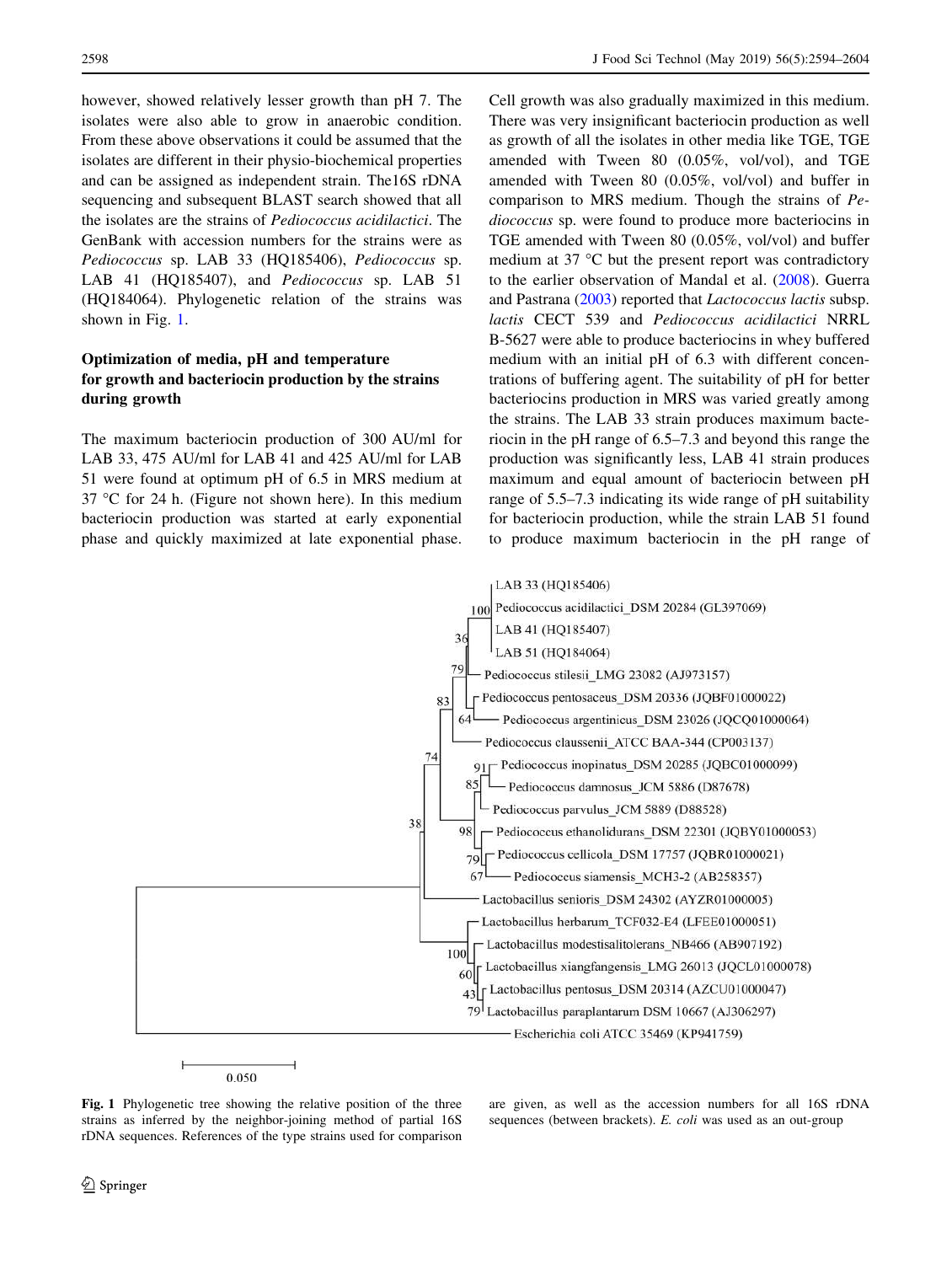however, showed relatively lesser growth than pH 7. The isolates were also able to grow in anaerobic condition. From these above observations it could be assumed that the isolates are different in their physio-biochemical properties and can be assigned as independent strain. The16S rDNA sequencing and subsequent BLAST search showed that all the isolates are the strains of *Pediococcus acidilactici*. The GenBank with accession numbers for the strains were as *Pediococcus* sp. LAB 33 (HQ185406), *Pediococcus* sp. LAB 41 (HQ185407), and *Pediococcus* sp. LAB 51 (HQ184064). Phylogenetic relation of the strains was shown in Fig. 1.

### Optimization of media, pH and temperature for growth and bacteriocin production by the strains during growth

The maximum bacteriocin production of 300 AU/ml for LAB 33, 475 AU/ml for LAB 41 and 425 AU/ml for LAB 51 were found at optimum pH of 6.5 in MRS medium at 37 °C for 24 h. (Figure not shown here). In this medium bacteriocin production was started at early exponential phase and quickly maximized at late exponential phase. Cell growth was also gradually maximized in this medium. There was very insignificant bacteriocin production as well as growth of all the isolates in other media like TGE, TGE amended with Tween 80 (0.05%, vol/vol), and TGE amended with Tween 80 (0.05%, vol/vol) and buffer in comparison to MRS medium. Though the strains of *Pediococcus* sp. were found to produce more bacteriocins in TGE amended with Tween 80 (0.05%, vol/vol) and buffer medium at 37 °C but the present report was contradictory to the earlier observation of Mandal et al. (2008). Guerra and Pastrana (2003) reported that *Lactococcus lactis* subsp. *lactis* CECT 539 and *Pediococcus acidilactici* NRRL B-5627 were able to produce bacteriocins in whey buffered medium with an initial pH of 6.3 with different concentrations of buffering agent. The suitability of pH for better bacteriocins production in MRS was varied greatly among the strains. The LAB 33 strain produces maximum bacteriocin in the pH range of 6.5–7.3 and beyond this range the production was significantly less, LAB 41 strain produces maximum and equal amount of bacteriocin between pH range of 5.5–7.3 indicating its wide range of pH suitability for bacteriocin production, while the strain LAB 51 found to produce maximum bacteriocin in the pH range of

Fig. 1 Phylogenetic tree showing the relative position of the three strains as inferred by the neighbor-joining method of partial 16S rDNA sequences. References of the type strains used for comparison are given, as well as the accession numbers for all 16S rDNA sequences (between brackets). *E. coli* was used as an out-group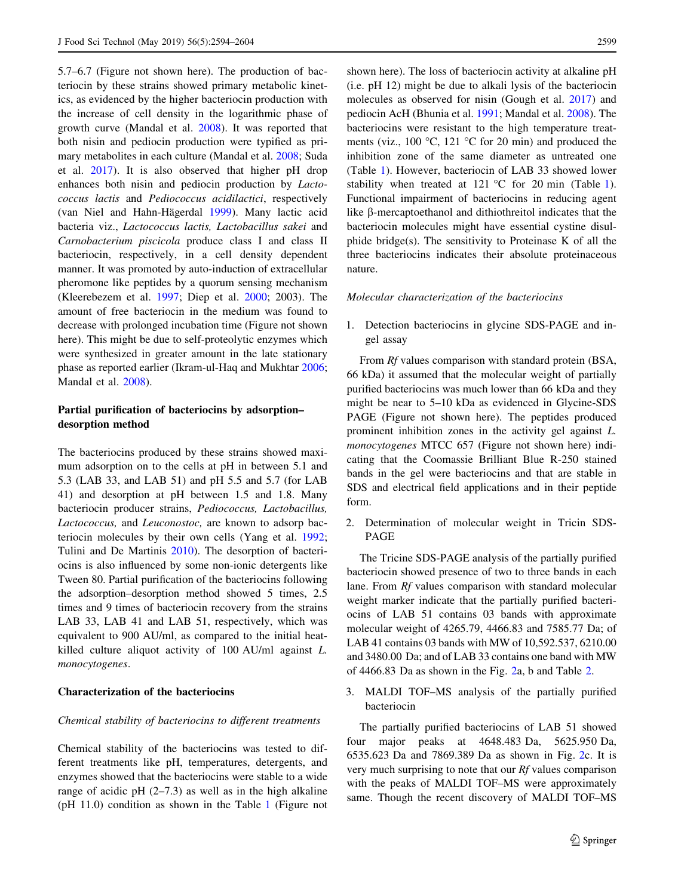5.7–6.7 (Figure not shown here). The production of bacteriocin by these strains showed primary metabolic kinetics, as evidenced by the higher bacteriocin production with the increase of cell density in the logarithmic phase of growth curve (Mandal et al. 2008). It was reported that both nisin and pediocin production were typified as primary metabolites in each culture (Mandal et al. 2008; Suda et al. 2017). It is also observed that higher pH drop enhances both nisin and pediocin production by *Lactococcus lactis* and *Pediococcus acidilactici*, respectively (van Niel and Hahn-Hägerdal 1999). Many lactic acid bacteria viz., *Lactococcus lactis, Lactobacillus sakei* and *Carnobacterium piscicola* produce class I and class II bacteriocin, respectively, in a cell density dependent manner. It was promoted by auto-induction of extracellular pheromone like peptides by a quorum sensing mechanism (Kleerebezem et al. 1997; Diep et al. 2000; 2003). The amount of free bacteriocin in the medium was found to decrease with prolonged incubation time (Figure not shown here). This might be due to self-proteolytic enzymes which were synthesized in greater amount in the late stationary phase as reported earlier (Ikram-ul-Haq and Mukhtar 2006; Mandal et al. 2008).

### Partial purification of bacteriocins by adsorption–desorption method

The bacteriocins produced by these strains showed maximum adsorption on to the cells at pH in between 5.1 and 5.3 (LAB 33, and LAB 51) and pH 5.5 and 5.7 (for LAB 41) and desorption at pH between 1.5 and 1.8. Many bacteriocin producer strains, *Pediococcus, Lactobacillus, Lactococcus,* and *Leuconostoc,* are known to adsorp bacteriocin molecules by their own cells (Yang et al. 1992; Tulini and De Martinis 2010). The desorption of bacteriocins is also influenced by some non-ionic detergents like Tween 80. Partial purification of the bacteriocins following the adsorption–desorption method showed 5 times, 2.5 times and 9 times of bacteriocin recovery from the strains LAB 33, LAB 41 and LAB 51, respectively, which was equivalent to 900 AU/ml, as compared to the initial heat-killed culture aliquot activity of 100 AU/ml against *L. monocytogenes*.

### Characterization of the bacteriocins

#### *Chemical stability of bacteriocins to different treatments*

Chemical stability of the bacteriocins was tested to different treatments like pH, temperatures, detergents, and enzymes showed that the bacteriocins were stable to a wide range of acidic pH (2–7.3) as well as in the high alkaline (pH 11.0) condition as shown in the Table 1 (Figure not shown here). The loss of bacteriocin activity at alkaline pH (i.e. pH 12) might be due to alkali lysis of the bacteriocin molecules as observed for nisin (Gough et al. 2017) and pediocin AcH (Bhunia et al. 1991; Mandal et al. 2008). The bacteriocins were resistant to the high temperature treatments (viz., 100 °C, 121 °C for 20 min) and produced the inhibition zone of the same diameter as untreated one (Table 1). However, bacteriocin of LAB 33 showed lower stability when treated at 121 °C for 20 min (Table 1). Functional impairment of bacteriocins in reducing agent like β-mercaptoethanol and dithiothreitol indicates that the bacteriocin molecules might have essential cystine disulphide bridge(s). The sensitivity to Proteinase K of all the three bacteriocins indicates their absolute proteinaceous nature.

#### *Molecular characterization of the bacteriocins*

1. Detection bacteriocins in glycine SDS-PAGE and in-gel assay

From *Rf* values comparison with standard protein (BSA, 66 kDa) it assumed that the molecular weight of partially purified bacteriocins was much lower than 66 kDa and they might be near to 5–10 kDa as evidenced in Glycine-SDS PAGE (Figure not shown here). The peptides produced prominent inhibition zones in the activity gel against *L. monocytogenes* MTCC 657 (Figure not shown here) indicating that the Coomassie Brilliant Blue R-250 stained bands in the gel were bacteriocins and that are stable in SDS and electrical field applications and in their peptide form.

2. Determination of molecular weight in Tricin SDS-PAGE

The Tricine SDS-PAGE analysis of the partially purified bacteriocin showed presence of two to three bands in each lane. From *Rf* values comparison with standard molecular weight marker indicate that the partially purified bacteriocins of LAB 51 contains 03 bands with approximate molecular weight of 4265.79, 4466.83 and 7585.77 Da; of LAB 41 contains 03 bands with MW of 10,592.537, 6210.00 and 3480.00 Da; and of LAB 33 contains one band with MW of 4466.83 Da as shown in the Fig. 2a, b and Table 2.

3. MALDI TOF–MS analysis of the partially purified bacteriocin

The partially purified bacteriocins of LAB 51 showed four major peaks at 4648.483 Da, 5625.950 Da, 6535.623 Da and 7869.389 Da as shown in Fig. 2c. It is very much surprising to note that our *Rf* values comparison with the peaks of MALDI TOF–MS were approximately same. Though the recent discovery of MALDI TOF–MS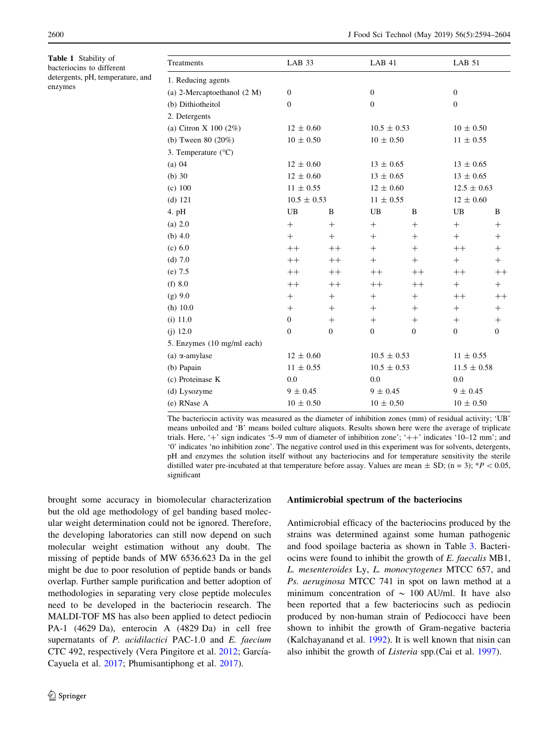**Table 1** Stability of bacteriocins to different detergents, pH, temperature, and enzymes

| Treatments | LAB 33 | | LAB 41 | | LAB 51 | |
|---|---|---|---|---|---|---|
| 1. Reducing agents | | | | | | |
| (a) 2-Mercaptoethanol (2 M) | 0 | | 0 | | 0 | |
| (b) Dithiotheitol | 0 | | 0 | | 0 | |
| 2. Detergents | | | | | | |
| (a) Citron X 100 (2%) | 12 ± 0.60 | | 10.5 ± 0.53 | | 10 ± 0.50 | |
| (b) Tween 80 (20%) | 10 ± 0.50 | | 10 ± 0.50 | | 11 ± 0.55 | |
| 3. Temperature (°C) | | | | | | |
| (a) 04 | 12 ± 0.60 | | 13 ± 0.65 | | 13 ± 0.65 | |
| (b) 30 | 12 ± 0.60 | | 13 ± 0.65 | | 13 ± 0.65 | |
| (c) 100 | 11 ± 0.55 | | 12 ± 0.60 | | 12.5 ± 0.63 | |
| (d) 121 | 10.5 ± 0.53 | | 11 ± 0.55 | | 12 ± 0.60 | |
| 4. pH | UB | B | UB | B | UB | B |
| (a) 2.0 | + | + | + | + | + | + |
| (b) 4.0 | + | + | + | + | + | + |
| (c) 6.0 | ++ | ++ | + | + | ++ | + |
| (d) 7.0 | ++ | ++ | + | + | + | + |
| (e) 7.5 | ++ | ++ | ++ | ++ | ++ | ++ |
| (f) 8.0 | ++ | ++ | ++ | ++ | + | + |
| (g) 9.0 | + | + | + | + | ++ | ++ |
| (h) 10.0 | + | + | + | + | + | + |
| (i) 11.0 | 0 | + | + | + | + | + |
| (j) 12.0 | 0 | 0 | 0 | 0 | 0 | 0 |
| 5. Enzymes (10 mg/ml each) | | | | | | |
| (a) α-amylase | 12 ± 0.60 | | 10.5 ± 0.53 | | 11 ± 0.55 | |
| (b) Papain | 11 ± 0.55 | | 10.5 ± 0.53 | | 11.5 ± 0.58 | |
| (c) Proteinase K | 0.0 | | 0.0 | | 0.0 | |
| (d) Lysozyme | 9 ± 0.45 | | 9 ± 0.45 | | 9 ± 0.45 | |
| (e) RNase A | 10 ± 0.50 | | 10 ± 0.50 | | 10 ± 0.50 | |

The bacteriocin activity was measured as the diameter of inhibition zones (mm) of residual activity; 'UB' means unboiled and 'B' means boiled culture aliquots. Results shown here were the average of triplicate trials. Here, '+' sign indicates '5–9 mm of diameter of inhibition zone'; '++' indicates '10–12 mm'; and '0' indicates 'no inhibition zone'. The negative control used in this experiment was for solvents, detergents, pH and enzymes the solution itself without any bacteriocins and for temperature sensitivity the sterile distilled water pre-incubated at that temperature before assay. Values are mean ± SD; (n = 3); $^{*}P < 0.05$, significant

brought some accuracy in biomolecular characterization but the old age methodology of gel banding based molecular weight determination could not be ignored. Therefore, the developing laboratories can still now depend on such molecular weight estimation without any doubt. The missing of peptide bands of MW 6536.623 Da in the gel might be due to poor resolution of peptide bands or bands overlap. Further sample purification and better adoption of methodologies in separating very close peptide molecules need to be developed in the bacteriocin research. The MALDI-TOF MS has also been applied to detect pediocin PA-1 (4629 Da), enterocin A (4829 Da) in cell free supernatants of *P. acidilactici* PAC-1.0 and *E. faecium* CTC 492, respectively (Vera Pingitore et al. 2012; García-Cayuela et al. 2017; Phumisantiphong et al. 2017).

### Antimicrobial spectrum of the bacteriocins

Antimicrobial efficacy of the bacteriocins produced by the strains was determined against some human pathogenic and food spoilage bacteria as shown in Table 3. Bacteriocins were found to inhibit the growth of *E. faecalis* MB1, *L. mesenteroides* Ly, *L. monocytogenes* MTCC 657, and *Ps. aeruginosa* MTCC 741 in spot on lawn method at a minimum concentration of ~ 100 AU/ml. It have also been reported that a few bacteriocins such as pediocin produced by non-human strain of Pediococci have been shown to inhibit the growth of Gram-negative bacteria (Kalchayanand et al. 1992). It is well known that nisin can also inhibit the growth of *Listeria* spp.(Cai et al. 1997).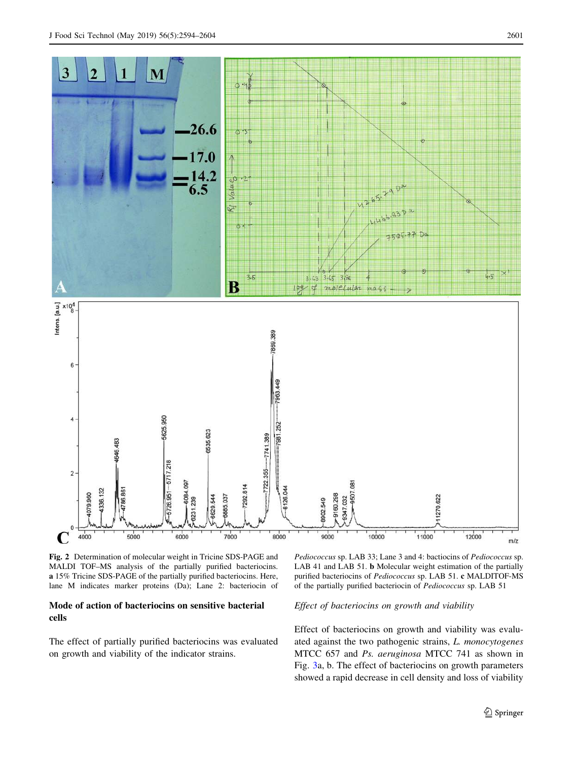Fig. 2 Determination of molecular weight in Tricine SDS-PAGE and MALDI TOF–MS analysis of the partially purified bacteriocins. **a** 15% Tricine SDS-PAGE of the partially purified bacteriocins. Here, lane M indicates marker proteins (Da); Lane 2: bacteriocin of *Pediococcus* sp. LAB 33; Lane 3 and 4: bactiocins of *Pediococcus* sp. LAB 41 and LAB 51. **b** Molecular weight estimation of the partially purified bacteriocins of *Pediococcus* sp. LAB 51. **c** MALDITOF-MS of the partially purified bacteriocin of *Pediococcus* sp. LAB 51

## Mode of action of bacteriocins on sensitive bacterial cells

The effect of partially purified bacteriocins was evaluated on growth and viability of the indicator strains.

### *Effect of bacteriocins on growth and viability*

Effect of bacteriocins on growth and viability was evaluated against the two pathogenic strains, *L. monocytogenes* MTCC 657 and *Ps. aeruginosa* MTCC 741 as shown in Fig. 3a, b. The effect of bacteriocins on growth parameters showed a rapid decrease in cell density and loss of viability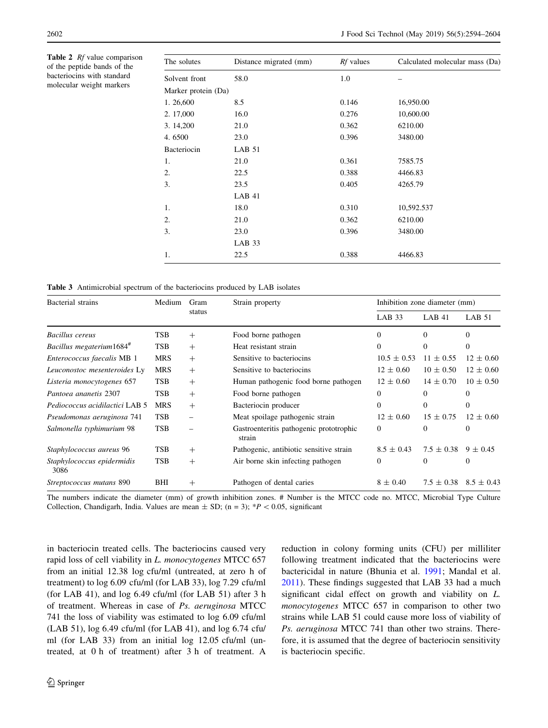**Table 2** *Rf* value comparison of the peptide bands of the bacteriocins with standard molecular weight markers

| The solutes | Distance migrated (mm) | *Rf* values | Calculated molecular mass (Da) |
|---|---|---|---|
| Solvent front | 58.0 | 1.0 | – |
| Marker protein (Da) | | | |
| 1. 26,600 | 8.5 | 0.146 | 16,950.00 |
| 2. 17,000 | 16.0 | 0.276 | 10,600.00 |
| 3. 14,200 | 21.0 | 0.362 | 6210.00 |
| 4. 6500 | 23.0 | 0.396 | 3480.00 |
| Bacteriocin | LAB 51 | | |
| 1. | 21.0 | 0.361 | 7585.75 |
| 2. | 22.5 | 0.388 | 4466.83 |
| 3. | 23.5 | 0.405 | 4265.79 |
| | LAB 41 | | |
| 1. | 18.0 | 0.310 | 10,592.537 |
| 2. | 21.0 | 0.362 | 6210.00 |
| 3. | 23.0 | 0.396 | 3480.00 |
| | LAB 33 | | |
| 1. | 22.5 | 0.388 | 4466.83 |

**Table 3** Antimicrobial spectrum of the bacteriocins produced by LAB isolates

| Bacterial strains | Medium | Gram status | Strain property | Inhibition zone diameter (mm) | | |
|---|---|---|---|---|---|---|
| | | | | LAB 33 | LAB 41 | LAB 51 |
| *Bacillus cereus* | TSB | + | Food borne pathogen | 0 | 0 | 0 |
| *Bacillus megaterium*1684[#] | TSB | + | Heat resistant strain | 0 | 0 | 0 |
| *Enterococcus faecalis* MB 1 | MRS | + | Sensitive to bacteriocins | 10.5 ± 0.53 | 11 ± 0.55 | 12 ± 0.60 |
| *Leuconostoc mesenteroides* Ly | MRS | + | Sensitive to bacteriocins | 12 ± 0.60 | 10 ± 0.50 | 12 ± 0.60 |
| *Listeria monocytogenes* 657 | TSB | + | Human pathogenic food borne pathogen | 12 ± 0.60 | 14 ± 0.70 | 10 ± 0.50 |
| *Pantoea ananetis* 2307 | TSB | + | Food borne pathogen | 0 | 0 | 0 |
| *Pediococcus acidilactici* LAB 5 | MRS | + | Bacteriocin producer | 0 | 0 | 0 |
| *Pseudomonas aeruginosa* 741 | TSB | – | Meat spoilage pathogenic strain | 12 ± 0.60 | 15 ± 0.75 | 12 ± 0.60 |
| *Salmonella typhimurium* 98 | TSB | – | Gastroenteritis pathogenic prototrophic strain | 0 | 0 | 0 |
| *Staphylococcus aureus* 96 | TSB | + | Pathogenic, antibiotic sensitive strain | 8.5 ± 0.43 | 7.5 ± 0.38 | 9 ± 0.45 |
| *Staphylococcus epidermidis* 3086 | TSB | + | Air borne skin infecting pathogen | 0 | 0 | 0 |
| *Streptococcus mutans* 890 | BHI | + | Pathogen of dental caries | 8 ± 0.40 | 7.5 ± 0.38 | 8.5 ± 0.43 |

The numbers indicate the diameter (mm) of growth inhibition zones. # Number is the MTCC code no. MTCC, Microbial Type Culture Collection, Chandigarh, India. Values are mean ± SD; (n = 3); *$P < 0.05$, significant

in bacteriocin treated cells. The bacteriocins caused very rapid loss of cell viability in *L. monocytogenes* MTCC 657 from an initial 12.38 log cfu/ml (untreated, at zero h of treatment) to log 6.09 cfu/ml (for LAB 33), log 7.29 cfu/ml (for LAB 41), and log 6.49 cfu/ml (for LAB 51) after 3 h of treatment. Whereas in case of *Ps. aeruginosa* MTCC 741 the loss of viability was estimated to log 6.09 cfu/ml (LAB 51), log 6.49 cfu/ml (for LAB 41), and log 6.74 cfu/ml (for LAB 33) from an initial log 12.05 cfu/ml (untreated, at 0 h of treatment) after 3 h of treatment. A reduction in colony forming units (CFU) per milliliter following treatment indicated that the bacteriocins were bactericidal in nature (Bhunia et al. 1991; Mandal et al. 2011). These findings suggested that LAB 33 had a much significant cidal effect on growth and viability on *L. monocytogenes* MTCC 657 in comparison to other two strains while LAB 51 could cause more loss of viability of *Ps. aeruginosa* MTCC 741 than other two strains. Therefore, it is assumed that the degree of bacteriocin sensitivity is bacteriocin specific.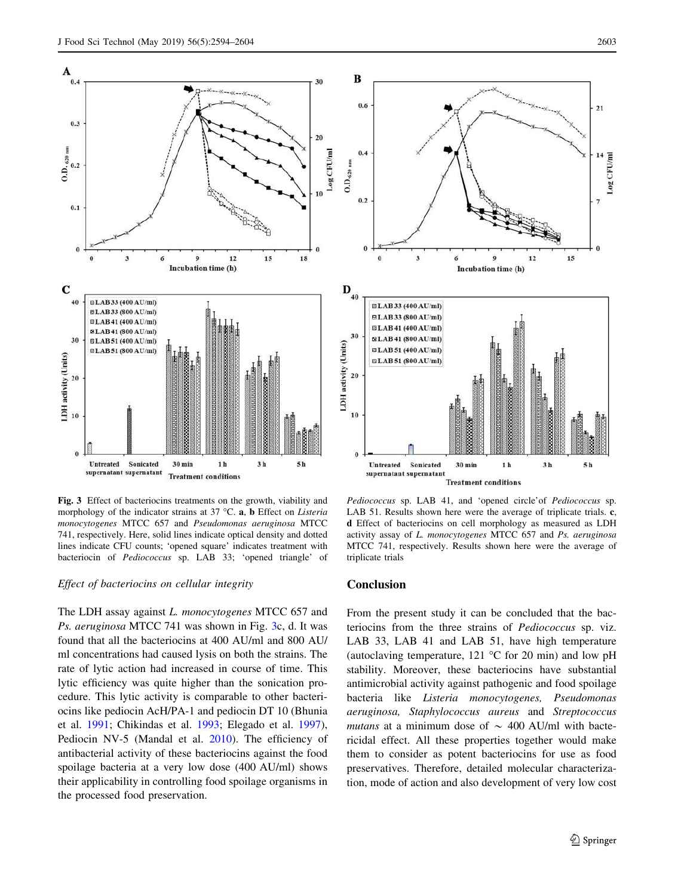**Fig. 3** Effect of bacteriocins treatments on the growth, viability and morphology of the indicator strains at 37 °C. **a**, **b** Effect on *Listeria monocytogenes* MTCC 657 and *Pseudomonas aeruginosa* MTCC 741, respectively. Here, solid lines indicate optical density and dotted lines indicate CFU counts; 'opened square' indicates treatment with bacteriocin of *Pediococcus* sp. LAB 33; 'opened triangle' of *Pediococcus* sp. LAB 41, and 'opened circle' of *Pediococcus* sp. LAB 51. Results shown here were the average of triplicate trials. **c**, **d** Effect of bacteriocins on cell morphology as measured as LDH activity assay of *L. monocytogenes* MTCC 657 and *Ps. aeruginosa* MTCC 741, respectively. Results shown here were the average of triplicate trials

*Effect of bacteriocins on cellular integrity*

The LDH assay against *L. monocytogenes* MTCC 657 and *Ps. aeruginosa* MTCC 741 was shown in Fig. 3c, d. It was found that all the bacteriocins at 400 AU/ml and 800 AU/ml concentrations had caused lysis on both the strains. The rate of lytic action had increased in course of time. This lytic efficiency was quite higher than the sonication procedure. This lytic activity is comparable to other bacteriocins like pediocin AcH/PA-1 and pediocin DT 10 (Bhunia et al. 1991; Chikindas et al. 1993; Elegado et al. 1997), Pediocin NV-5 (Mandal et al. 2010). The efficiency of antibacterial activity of these bacteriocins against the food spoilage bacteria at a very low dose (400 AU/ml) shows their applicability in controlling food spoilage organisms in the processed food preservation.

## Conclusion

From the present study it can be concluded that the bacteriocins from the three strains of *Pediococcus* sp. viz. LAB 33, LAB 41 and LAB 51, have high temperature (autoclaving temperature, 121 °C for 20 min) and low pH stability. Moreover, these bacteriocins have substantial antimicrobial activity against pathogenic and food spoilage bacteria like *Listeria monocytogenes, Pseudomonas aeruginosa, Staphylococcus aureus* and *Streptococcus mutans* at a minimum dose of ~ 400 AU/ml with bactericidal effect. All these properties together would make them to consider as potent bacteriocins for use as food preservatives. Therefore, detailed molecular characterization, mode of action and also development of very low cost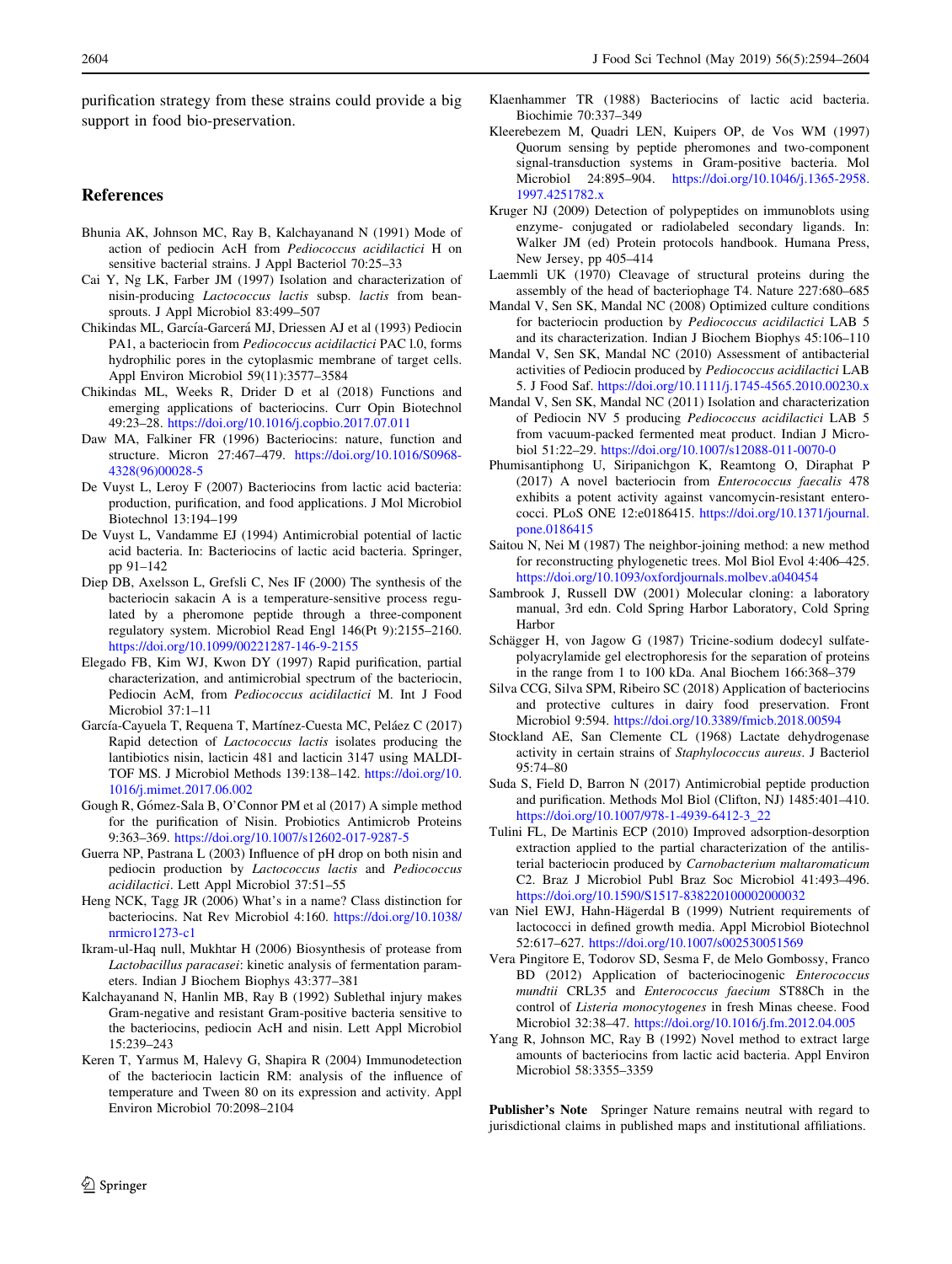purification strategy from these strains could provide a big support in food bio-preservation.

## References

Bhunia AK, Johnson MC, Ray B, Kalchayanand N (1991) Mode of action of pediocin AcH from *Pediococcus acidilactici* H on sensitive bacterial strains. J Appl Bacteriol 70:25–33

Cai Y, Ng LK, Farber JM (1997) Isolation and characterization of nisin-producing *Lactococcus lactis* subsp. *lactis* from bean-sprouts. J Appl Microbiol 83:499–507

Chikindas ML, García-Garcerá MJ, Driessen AJ et al (1993) Pediocin PA1, a bacteriocin from *Pediococcus acidilactici* PAC l.0, forms hydrophilic pores in the cytoplasmic membrane of target cells. Appl Environ Microbiol 59(11):3577–3584

Chikindas ML, Weeks R, Drider D et al (2018) Functions and emerging applications of bacteriocins. Curr Opin Biotechnol 49:23–28. https://doi.org/10.1016/j.copbio.2017.07.011

Daw MA, Falkiner FR (1996) Bacteriocins: nature, function and structure. Micron 27:467–479. https://doi.org/10.1016/S0968-4328(96)00028-5

De Vuyst L, Leroy F (2007) Bacteriocins from lactic acid bacteria: production, purification, and food applications. J Mol Microbiol Biotechnol 13:194–199

De Vuyst L, Vandamme EJ (1994) Antimicrobial potential of lactic acid bacteria. In: Bacteriocins of lactic acid bacteria. Springer, pp 91–142

Diep DB, Axelsson L, Grefsli C, Nes IF (2000) The synthesis of the bacteriocin sakacin A is a temperature-sensitive process regulated by a pheromone peptide through a three-component regulatory system. Microbiol Read Engl 146(Pt 9):2155–2160. https://doi.org/10.1099/00221287-146-9-2155

Elegado FB, Kim WJ, Kwon DY (1997) Rapid purification, partial characterization, and antimicrobial spectrum of the bacteriocin, Pediocin AcM, from *Pediococcus acidilactici* M. Int J Food Microbiol 37:1–11

García-Cayuela T, Requena T, Martínez-Cuesta MC, Peláez C (2017) Rapid detection of *Lactococcus lactis* isolates producing the lantibiotics nisin, lacticin 481 and lacticin 3147 using MALDI-TOF MS. J Microbiol Methods 139:138–142. https://doi.org/10.1016/j.mimet.2017.06.002

Gough R, Gómez-Sala B, O'Connor PM et al (2017) A simple method for the purification of Nisin. Probiotics Antimicrob Proteins 9:363–369. https://doi.org/10.1007/s12602-017-9287-5

Guerra NP, Pastrana L (2003) Influence of pH drop on both nisin and pediocin production by *Lactococcus lactis* and *Pediococcus acidilactici*. Lett Appl Microbiol 37:51–55

Heng NCK, Tagg JR (2006) What's in a name? Class distinction for bacteriocins. Nat Rev Microbiol 4:160. https://doi.org/10.1038/nrmicro1273-c1

Ikram-ul-Haq null, Mukhtar H (2006) Biosynthesis of protease from *Lactobacillus paracasei*: kinetic analysis of fermentation parameters. Indian J Biochem Biophys 43:377–381

Kalchayanand N, Hanlin MB, Ray B (1992) Sublethal injury makes Gram-negative and resistant Gram-positive bacteria sensitive to the bacteriocins, pediocin AcH and nisin. Lett Appl Microbiol 15:239–243

Keren T, Yarmus M, Halevy G, Shapira R (2004) Immunodetection of the bacteriocin lacticin RM: analysis of the influence of temperature and Tween 80 on its expression and activity. Appl Environ Microbiol 70:2098–2104

Klaenhammer TR (1988) Bacteriocins of lactic acid bacteria. Biochimie 70:337–349

Kleerebezem M, Quadri LEN, Kuipers OP, de Vos WM (1997) Quorum sensing by peptide pheromones and two-component signal-transduction systems in Gram-positive bacteria. Mol Microbiol 24:895–904. https://doi.org/10.1046/j.1365-2958.1997.4251782.x

Kruger NJ (2009) Detection of polypeptides on immunoblots using enzyme- conjugated or radiolabeled secondary ligands. In: Walker JM (ed) Protein protocols handbook. Humana Press, New Jersey, pp 405–414

Laemmli UK (1970) Cleavage of structural proteins during the assembly of the head of bacteriophage T4. Nature 227:680–685

Mandal V, Sen SK, Mandal NC (2008) Optimized culture conditions for bacteriocin production by *Pediococcus acidilactici* LAB 5 and its characterization. Indian J Biochem Biophys 45:106–110

Mandal V, Sen SK, Mandal NC (2010) Assessment of antibacterial activities of Pediocin produced by *Pediococcus acidilactici* LAB 5. J Food Saf. https://doi.org/10.1111/j.1745-4565.2010.00230.x

Mandal V, Sen SK, Mandal NC (2011) Isolation and characterization of Pediocin NV 5 producing *Pediococcus acidilactici* LAB 5 from vacuum-packed fermented meat product. Indian J Microbiol 51:22–29. https://doi.org/10.1007/s12088-011-0070-0

Phumisantiphong U, Siripanichgon K, Reamtong O, Diraphat P (2017) A novel bacteriocin from *Enterococcus faecalis* 478 exhibits a potent activity against vancomycin-resistant enterococci. PLoS ONE 12:e0186415. https://doi.org/10.1371/journal.pone.0186415

Saitou N, Nei M (1987) The neighbor-joining method: a new method for reconstructing phylogenetic trees. Mol Biol Evol 4:406–425. https://doi.org/10.1093/oxfordjournals.molbev.a040454

Sambrook J, Russell DW (2001) Molecular cloning: a laboratory manual, 3rd edn. Cold Spring Harbor Laboratory, Cold Spring Harbor

Schägger H, von Jagow G (1987) Tricine-sodium dodecyl sulfate-polyacrylamide gel electrophoresis for the separation of proteins in the range from 1 to 100 kDa. Anal Biochem 166:368–379

Silva CCG, Silva SPM, Ribeiro SC (2018) Application of bacteriocins and protective cultures in dairy food preservation. Front Microbiol 9:594. https://doi.org/10.3389/fmicb.2018.00594

Stockland AE, San Clemente CL (1968) Lactate dehydrogenase activity in certain strains of *Staphylococcus aureus*. J Bacteriol 95:74–80

Suda S, Field D, Barron N (2017) Antimicrobial peptide production and purification. Methods Mol Biol (Clifton, NJ) 1485:401–410. https://doi.org/10.1007/978-1-4939-6412-3_22

Tulini FL, De Martinis ECP (2010) Improved adsorption-desorption extraction applied to the partial characterization of the antilisterial bacteriocin produced by *Carnobacterium maltaromaticum* C2. Braz J Microbiol Publ Braz Soc Microbiol 41:493–496. https://doi.org/10.1590/S1517-838220100002000032

van Niel EWJ, Hahn-Hägerdal B (1999) Nutrient requirements of lactococci in defined growth media. Appl Microbiol Biotechnol 52:617–627. https://doi.org/10.1007/s002530051569

Vera Pingitore E, Todorov SD, Sesma F, de Melo Gombossy, Franco BD (2012) Application of bacteriocinogenic *Enterococcus mundtii* CRL35 and *Enterococcus faecium* ST88Ch in the control of *Listeria monocytogenes* in fresh Minas cheese. Food Microbiol 32:38–47. https://doi.org/10.1016/j.fm.2012.04.005

Yang R, Johnson MC, Ray B (1992) Novel method to extract large amounts of bacteriocins from lactic acid bacteria. Appl Environ Microbiol 58:3355–3359

**Publisher's Note** Springer Nature remains neutral with regard to jurisdictional claims in published maps and institutional affiliations.